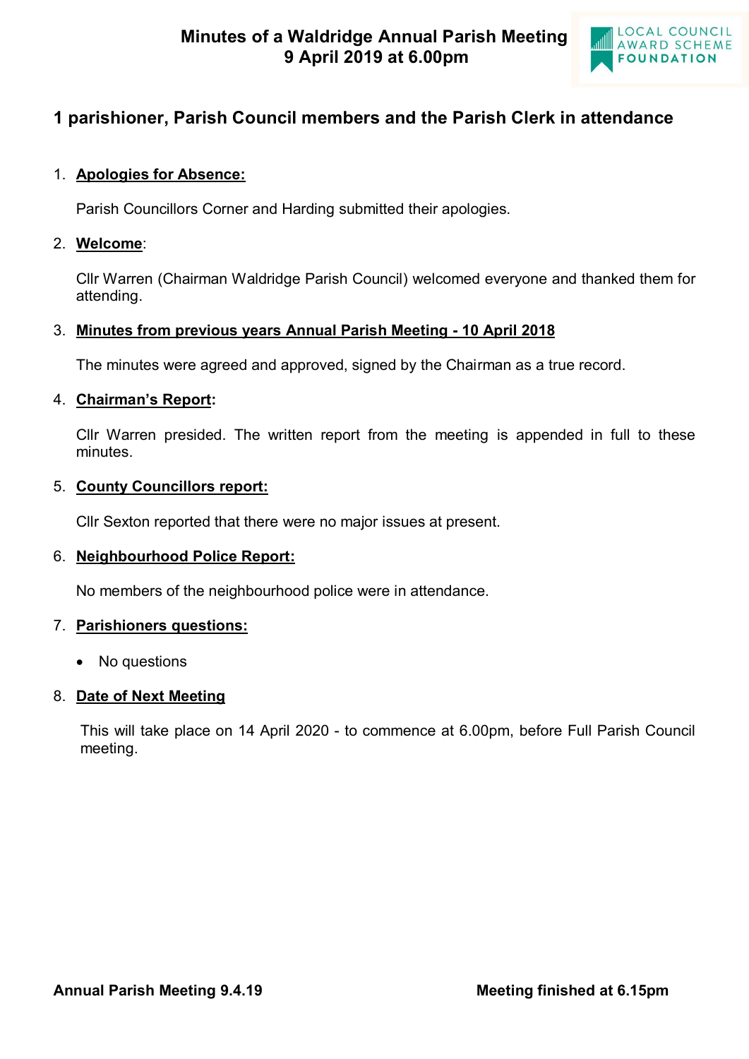# Minutes of a Waldridge Annual Parish Meeting
# 9 April 2019 at 6.00pm

## 1 parishioner, Parish Council members and the Parish Clerk in attendance

1. **Apologies for Absence:**

   Parish Councillors Corner and Harding submitted their apologies.

2. **Welcome**:

   Cllr Warren (Chairman Waldridge Parish Council) welcomed everyone and thanked them for attending.

3. **Minutes from previous years Annual Parish Meeting - 10 April 2018**

   The minutes were agreed and approved, signed by the Chairman as a true record.

4. **Chairman's Report:**

   Cllr Warren presided. The written report from the meeting is appended in full to these minutes.

5. **County Councillors report:**

   Cllr Sexton reported that there were no major issues at present.

6. **Neighbourhood Police Report:**

   No members of the neighbourhood police were in attendance.

7. **Parishioners questions:**

   - No questions

8. **Date of Next Meeting**

   This will take place on 14 April 2020 - to commence at 6.00pm, before Full Parish Council meeting.

**Annual Parish Meeting 9.4.19** **Meeting finished at 6.15pm**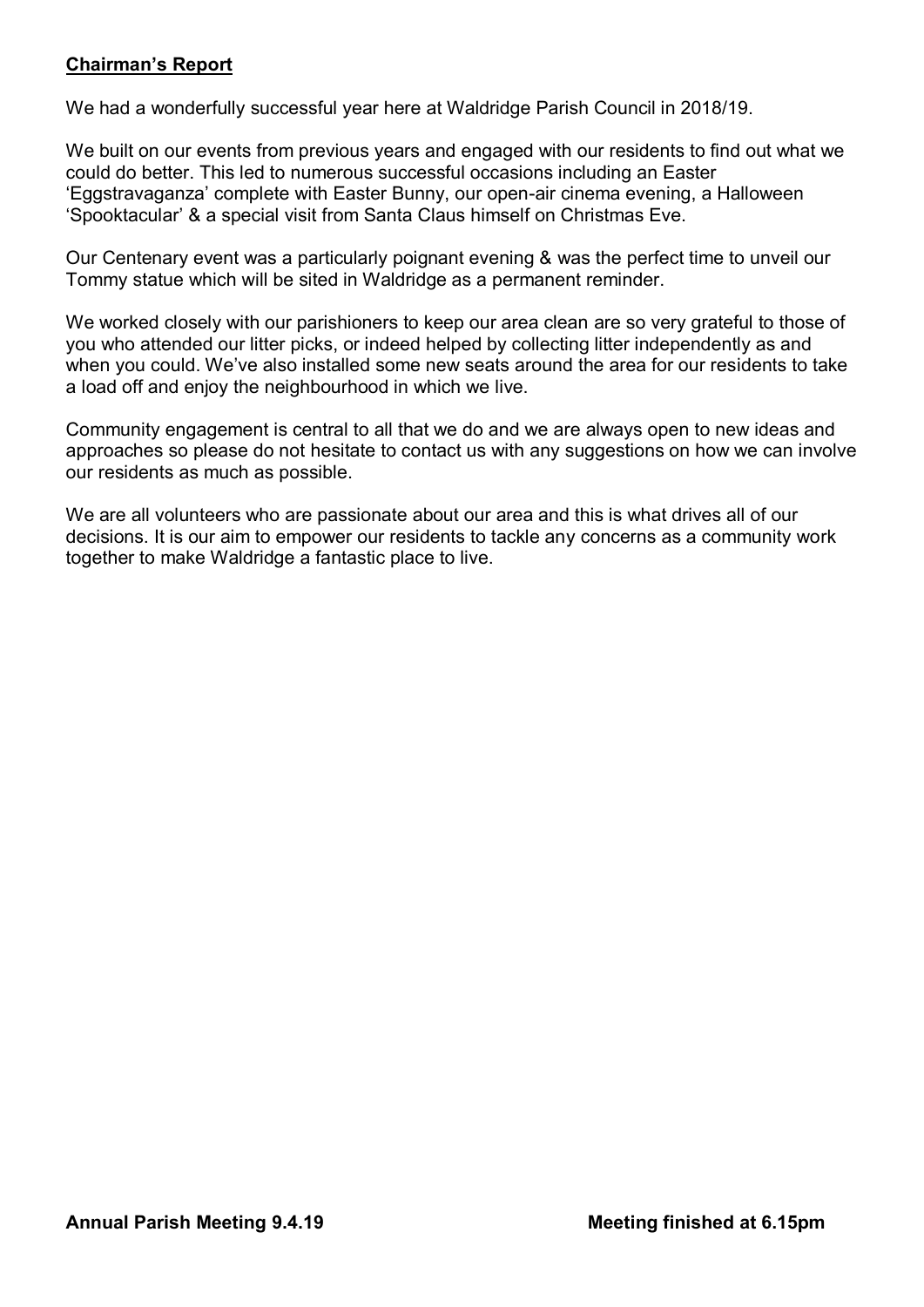**Chairman's Report**

We had a wonderfully successful year here at Waldridge Parish Council in 2018/19.

We built on our events from previous years and engaged with our residents to find out what we could do better. This led to numerous successful occasions including an Easter 'Eggstravaganza' complete with Easter Bunny, our open-air cinema evening, a Halloween 'Spooktacular' & a special visit from Santa Claus himself on Christmas Eve.

Our Centenary event was a particularly poignant evening & was the perfect time to unveil our Tommy statue which will be sited in Waldridge as a permanent reminder.

We worked closely with our parishioners to keep our area clean are so very grateful to those of you who attended our litter picks, or indeed helped by collecting litter independently as and when you could. We've also installed some new seats around the area for our residents to take a load off and enjoy the neighbourhood in which we live.

Community engagement is central to all that we do and we are always open to new ideas and approaches so please do not hesitate to contact us with any suggestions on how we can involve our residents as much as possible.

We are all volunteers who are passionate about our area and this is what drives all of our decisions. It is our aim to empower our residents to tackle any concerns as a community work together to make Waldridge a fantastic place to live.

**Annual Parish Meeting 9.4.19** **Meeting finished at 6.15pm**